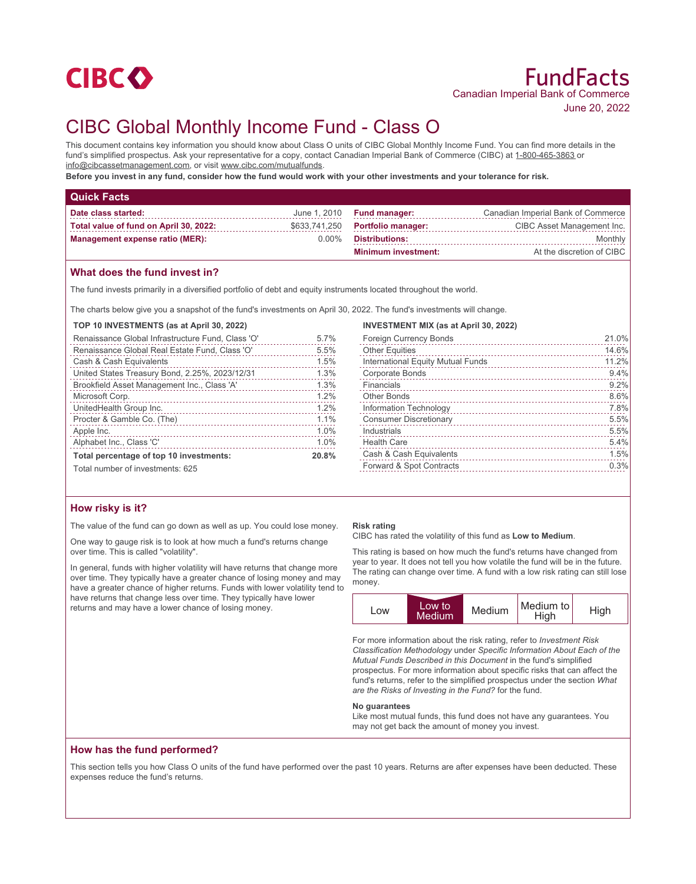CIBC

# FundFacts

Canadian Imperial Bank of Commerce

June 20, 2022

# CIBC Global Monthly Income Fund - Class O

This document contains key information you should know about Class O units of CIBC Global Monthly Income Fund. You can find more details in the fund's simplified prospectus. Ask your representative for a copy, contact Canadian Imperial Bank of Commerce (CIBC) at 1-800-465-3863 or info@cibcassetmanagement.com, or visit www.cibc.com/mutualfunds.

**Before you invest in any fund, consider how the fund would work with your other investments and your tolerance for risk.**

## Quick Facts

| | | | |
|---|---|---|---|
| **Date class started:** | June 1, 2010 | **Fund manager:** | Canadian Imperial Bank of Commerce |
| **Total value of fund on April 30, 2022:** | $633,741,250 | **Portfolio manager:** | CIBC Asset Management Inc. |
| **Management expense ratio (MER):** | 0.00% | **Distributions:** | Monthly |
| | | **Minimum investment:** | At the discretion of CIBC |

## What does the fund invest in?

The fund invests primarily in a diversified portfolio of debt and equity instruments located throughout the world.

The charts below give you a snapshot of the fund's investments on April 30, 2022. The fund's investments will change.

**TOP 10 INVESTMENTS (as at April 30, 2022)**

| Investment | % |
|---|---|
| Renaissance Global Infrastructure Fund, Class 'O' | 5.7% |
| Renaissance Global Real Estate Fund, Class 'O' | 5.5% |
| Cash & Cash Equivalents | 1.5% |
| United States Treasury Bond, 2.25%, 2023/12/31 | 1.3% |
| Brookfield Asset Management Inc., Class 'A' | 1.3% |
| Microsoft Corp. | 1.2% |
| UnitedHealth Group Inc. | 1.2% |
| Procter & Gamble Co. (The) | 1.1% |
| Apple Inc. | 1.0% |
| Alphabet Inc., Class 'C' | 1.0% |
| **Total percentage of top 10 investments:** | **20.8%** |

Total number of investments: 625

**INVESTMENT MIX (as at April 30, 2022)**

| Category | % |
|---|---|
| Foreign Currency Bonds | 21.0% |
| Other Equities | 14.6% |
| International Equity Mutual Funds | 11.2% |
| Corporate Bonds | 9.4% |
| Financials | 9.2% |
| Other Bonds | 8.6% |
| Information Technology | 7.8% |
| Consumer Discretionary | 5.5% |
| Industrials | 5.5% |
| Health Care | 5.4% |
| Cash & Cash Equivalents | 1.5% |
| Forward & Spot Contracts | 0.3% |

## How risky is it?

The value of the fund can go down as well as up. You could lose money.

One way to gauge risk is to look at how much a fund's returns change over time. This is called "volatility".

In general, funds with higher volatility will have returns that change more over time. They typically have a greater chance of losing money and may have a greater chance of higher returns. Funds with lower volatility tend to have returns that change less over time. They typically have lower returns and may have a lower chance of losing money.

**Risk rating**

CIBC has rated the volatility of this fund as **Low to Medium**.

This rating is based on how much the fund's returns have changed from year to year. It does not tell you how volatile the fund will be in the future. The rating can change over time. A fund with a low risk rating can still lose money.

| Low | **Low to Medium** | Medium | Medium to High | High |
|---|---|---|---|---|

For more information about the risk rating, refer to *Investment Risk Classification Methodology* under *Specific Information About Each of the Mutual Funds Described in this Document* in the fund's simplified prospectus. For more information about specific risks that can affect the fund's returns, refer to the simplified prospectus under the section *What are the Risks of Investing in the Fund?* for the fund.

**No guarantees**

Like most mutual funds, this fund does not have any guarantees. You may not get back the amount of money you invest.

## How has the fund performed?

This section tells you how Class O units of the fund have performed over the past 10 years. Returns are after expenses have been deducted. These expenses reduce the fund's returns.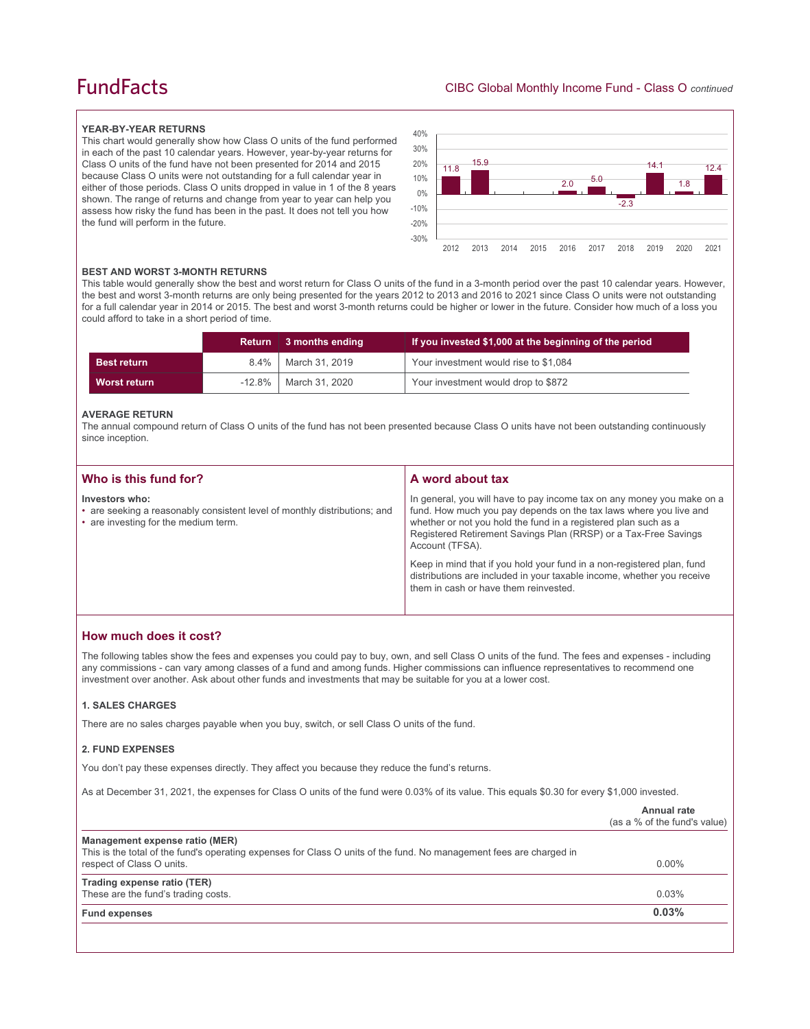# FundFacts

CIBC Global Monthly Income Fund - Class O *continued*

### YEAR-BY-YEAR RETURNS

This chart would generally show how Class O units of the fund performed in each of the past 10 calendar years. However, year-by-year returns for Class O units of the fund have not been presented for 2014 and 2015 because Class O units were not outstanding for a full calendar year in either of those periods. Class O units dropped in value in 1 of the 8 years shown. The range of returns and change from year to year can help you assess how risky the fund has been in the past. It does not tell you how the fund will perform in the future.

| Year | 2012 | 2013 | 2014 | 2015 | 2016 | 2017 | 2018 | 2019 | 2020 | 2021 |
|---|---|---|---|---|---|---|---|---|---|---|
| Return (%) | 11.8 | 15.9 | | | 2.0 | 5.0 | -2.3 | 14.1 | 1.8 | 12.4 |

### BEST AND WORST 3-MONTH RETURNS

This table would generally show the best and worst return for Class O units of the fund in a 3-month period over the past 10 calendar years. However, the best and worst 3-month returns are only being presented for the years 2012 to 2013 and 2016 to 2021 since Class O units were not outstanding for a full calendar year in 2014 or 2015. The best and worst 3-month returns could be higher or lower in the future. Consider how much of a loss you could afford to take in a short period of time.

| | Return | 3 months ending | If you invested $1,000 at the beginning of the period |
|---|---|---|---|
| **Best return** | 8.4% | March 31, 2019 | Your investment would rise to $1,084 |
| **Worst return** | -12.8% | March 31, 2020 | Your investment would drop to $872 |

### AVERAGE RETURN

The annual compound return of Class O units of the fund has not been presented because Class O units have not been outstanding continuously since inception.

## Who is this fund for?

**Investors who:**

- are seeking a reasonably consistent level of monthly distributions; and
- are investing for the medium term.

## A word about tax

In general, you will have to pay income tax on any money you make on a fund. How much you pay depends on the tax laws where you live and whether or not you hold the fund in a registered plan such as a Registered Retirement Savings Plan (RRSP) or a Tax-Free Savings Account (TFSA).

Keep in mind that if you hold your fund in a non-registered plan, fund distributions are included in your taxable income, whether you receive them in cash or have them reinvested.

## How much does it cost?

The following tables show the fees and expenses you could pay to buy, own, and sell Class O units of the fund. The fees and expenses - including any commissions - can vary among classes of a fund and among funds. Higher commissions can influence representatives to recommend one investment over another. Ask about other funds and investments that may be suitable for you at a lower cost.

### 1. SALES CHARGES

There are no sales charges payable when you buy, switch, or sell Class O units of the fund.

### 2. FUND EXPENSES

You don't pay these expenses directly. They affect you because they reduce the fund's returns.

As at December 31, 2021, the expenses for Class O units of the fund were 0.03% of its value. This equals $0.30 for every $1,000 invested.

| | Annual rate (as a % of the fund's value) |
|---|---|
| **Management expense ratio (MER)**<br>This is the total of the fund's operating expenses for Class O units of the fund. No management fees are charged in respect of Class O units. | 0.00% |
| **Trading expense ratio (TER)**<br>These are the fund's trading costs. | 0.03% |
| **Fund expenses** | **0.03%** |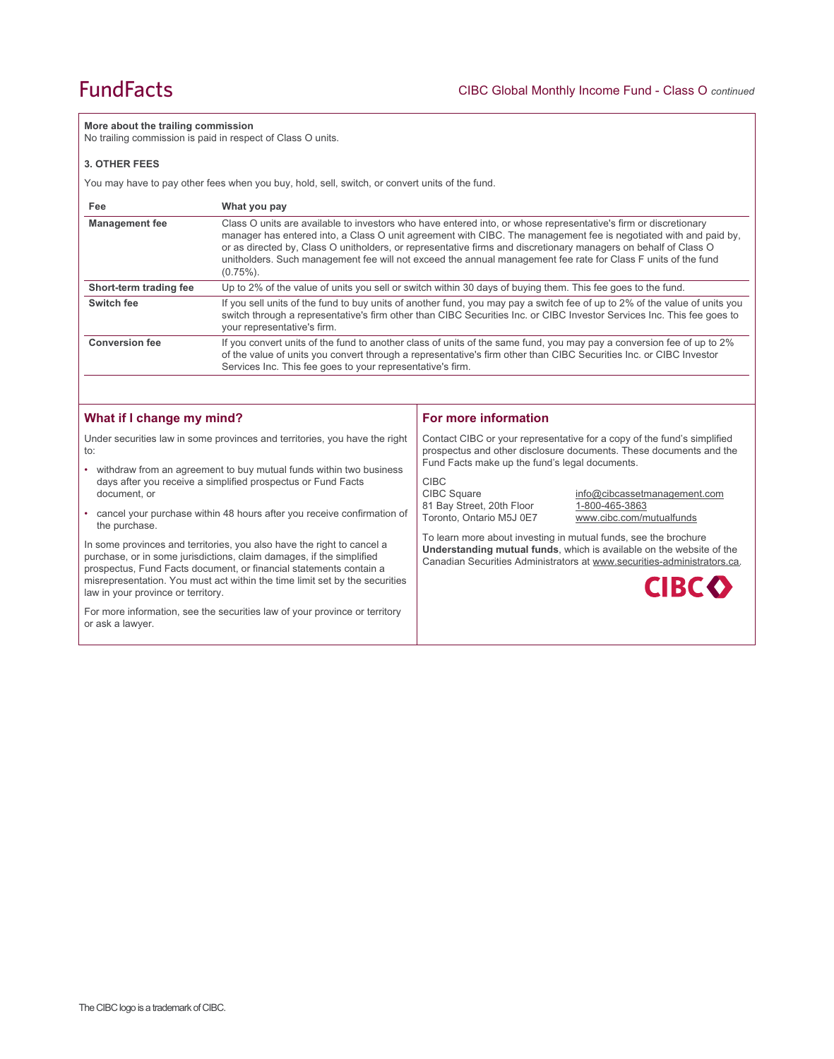**More about the trailing commission**

No trailing commission is paid in respect of Class O units.

**3. OTHER FEES**

You may have to pay other fees when you buy, hold, sell, switch, or convert units of the fund.

| Fee | What you pay |
|---|---|
| **Management fee** | Class O units are available to investors who have entered into, or whose representative's firm or discretionary manager has entered into, a Class O unit agreement with CIBC. The management fee is negotiated with and paid by, or as directed by, Class O unitholders, or representative firms and discretionary managers on behalf of Class O unitholders. Such management fee will not exceed the annual management fee rate for Class F units of the fund (0.75%). |
| **Short-term trading fee** | Up to 2% of the value of units you sell or switch within 30 days of buying them. This fee goes to the fund. |
| **Switch fee** | If you sell units of the fund to buy units of another fund, you may pay a switch fee of up to 2% of the value of units you switch through a representative's firm other than CIBC Securities Inc. or CIBC Investor Services Inc. This fee goes to your representative's firm. |
| **Conversion fee** | If you convert units of the fund to another class of units of the same fund, you may pay a conversion fee of up to 2% of the value of units you convert through a representative's firm other than CIBC Securities Inc. or CIBC Investor Services Inc. This fee goes to your representative's firm. |

## What if I change my mind?

Under securities law in some provinces and territories, you have the right to:

- withdraw from an agreement to buy mutual funds within two business days after you receive a simplified prospectus or Fund Facts document, or
- cancel your purchase within 48 hours after you receive confirmation of the purchase.

In some provinces and territories, you also have the right to cancel a purchase, or in some jurisdictions, claim damages, if the simplified prospectus, Fund Facts document, or financial statements contain a misrepresentation. You must act within the time limit set by the securities law in your province or territory.

For more information, see the securities law of your province or territory or ask a lawyer.

## For more information

Contact CIBC or your representative for a copy of the fund's simplified prospectus and other disclosure documents. These documents and the Fund Facts make up the fund's legal documents.

CIBC
CIBC Square
81 Bay Street, 20th Floor
Toronto, Ontario M5J 0E7

info@cibcassetmanagement.com
1-800-465-3863
www.cibc.com/mutualfunds

To learn more about investing in mutual funds, see the brochure **Understanding mutual funds**, which is available on the website of the Canadian Securities Administrators at www.securities-administrators.ca.

The CIBC logo is a trademark of CIBC.